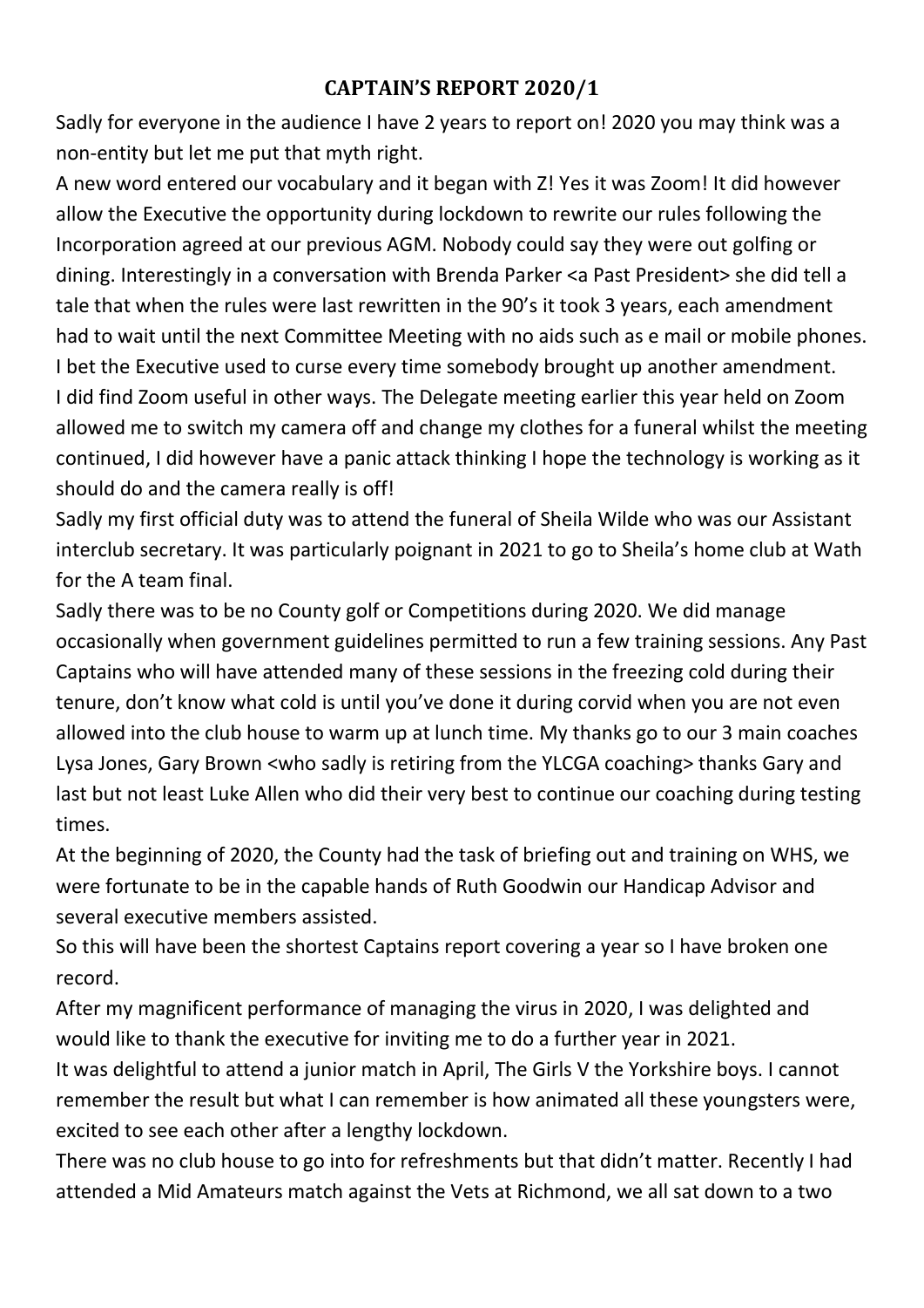## CAPTAIN'S REPORT 2020/1

Sadly for everyone in the audience I have 2 years to report on! 2020 you may think was a non-entity but let me put that myth right.

A new word entered our vocabulary and it began with Z! Yes it was Zoom! It did however allow the Executive the opportunity during lockdown to rewrite our rules following the Incorporation agreed at our previous AGM. Nobody could say they were out golfing or dining. Interestingly in a conversation with Brenda Parker <a Past President> she did tell a tale that when the rules were last rewritten in the 90's it took 3 years, each amendment had to wait until the next Committee Meeting with no aids such as e mail or mobile phones. I bet the Executive used to curse every time somebody brought up another amendment.

I did find Zoom useful in other ways. The Delegate meeting earlier this year held on Zoom allowed me to switch my camera off and change my clothes for a funeral whilst the meeting continued, I did however have a panic attack thinking I hope the technology is working as it should do and the camera really is off!

Sadly my first official duty was to attend the funeral of Sheila Wilde who was our Assistant interclub secretary. It was particularly poignant in 2021 to go to Sheila's home club at Wath for the A team final.

Sadly there was to be no County golf or Competitions during 2020. We did manage occasionally when government guidelines permitted to run a few training sessions. Any Past Captains who will have attended many of these sessions in the freezing cold during their tenure, don't know what cold is until you've done it during corvid when you are not even allowed into the club house to warm up at lunch time. My thanks go to our 3 main coaches Lysa Jones, Gary Brown <who sadly is retiring from the YLCGA coaching> thanks Gary and last but not least Luke Allen who did their very best to continue our coaching during testing times.

At the beginning of 2020, the County had the task of briefing out and training on WHS, we were fortunate to be in the capable hands of Ruth Goodwin our Handicap Advisor and several executive members assisted.

So this will have been the shortest Captains report covering a year so I have broken one record.

After my magnificent performance of managing the virus in 2020, I was delighted and would like to thank the executive for inviting me to do a further year in 2021.

It was delightful to attend a junior match in April, The Girls V the Yorkshire boys. I cannot remember the result but what I can remember is how animated all these youngsters were, excited to see each other after a lengthy lockdown.

There was no club house to go into for refreshments but that didn't matter. Recently I had attended a Mid Amateurs match against the Vets at Richmond, we all sat down to a two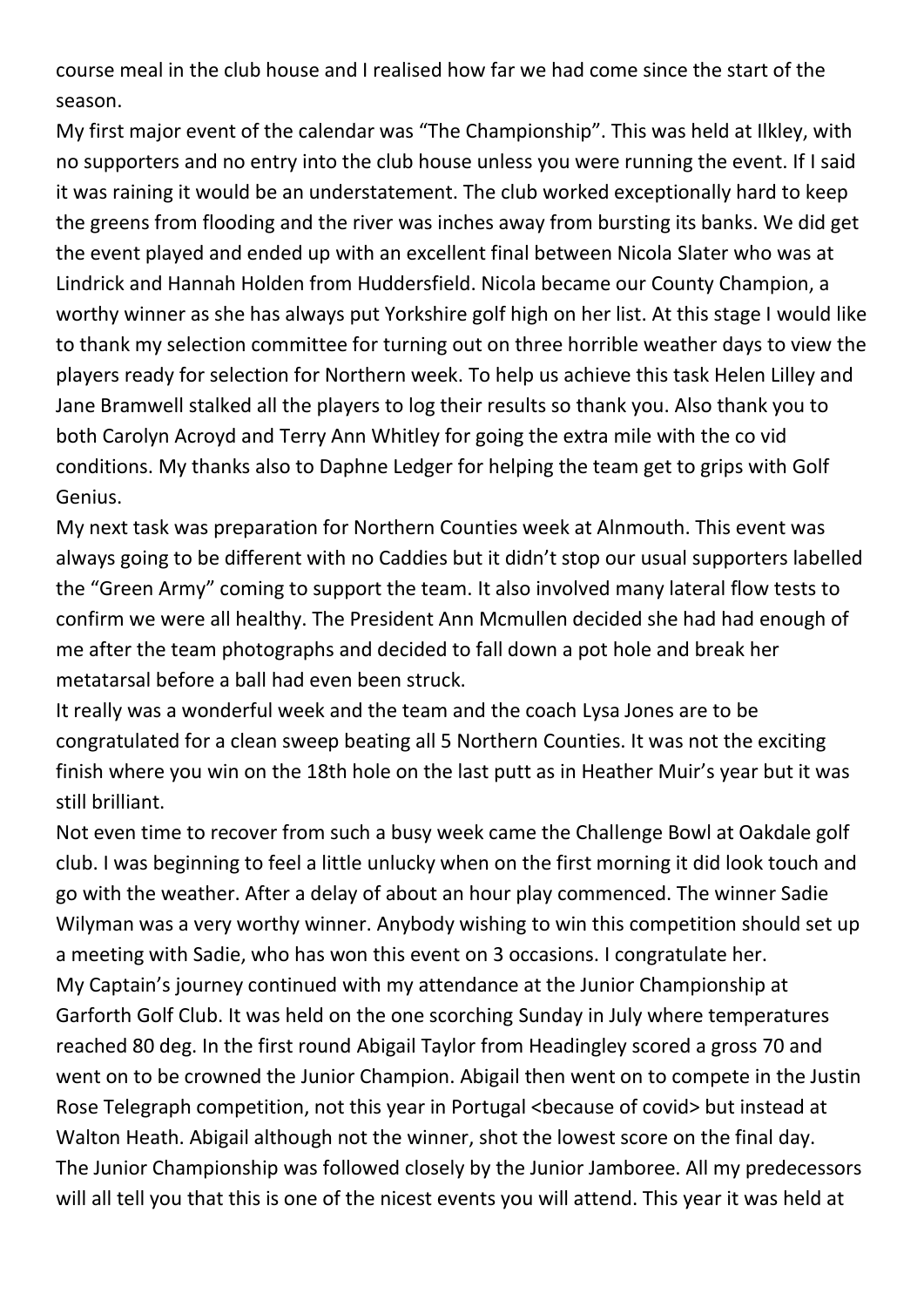course meal in the club house and I realised how far we had come since the start of the season.

My first major event of the calendar was "The Championship". This was held at Ilkley, with no supporters and no entry into the club house unless you were running the event. If I said it was raining it would be an understatement. The club worked exceptionally hard to keep the greens from flooding and the river was inches away from bursting its banks. We did get the event played and ended up with an excellent final between Nicola Slater who was at Lindrick and Hannah Holden from Huddersfield. Nicola became our County Champion, a worthy winner as she has always put Yorkshire golf high on her list. At this stage I would like to thank my selection committee for turning out on three horrible weather days to view the players ready for selection for Northern week. To help us achieve this task Helen Lilley and Jane Bramwell stalked all the players to log their results so thank you. Also thank you to both Carolyn Acroyd and Terry Ann Whitley for going the extra mile with the co vid conditions. My thanks also to Daphne Ledger for helping the team get to grips with Golf Genius.

My next task was preparation for Northern Counties week at Alnmouth. This event was always going to be different with no Caddies but it didn't stop our usual supporters labelled the "Green Army" coming to support the team. It also involved many lateral flow tests to confirm we were all healthy. The President Ann Mcmullen decided she had had enough of me after the team photographs and decided to fall down a pot hole and break her metatarsal before a ball had even been struck.

It really was a wonderful week and the team and the coach Lysa Jones are to be congratulated for a clean sweep beating all 5 Northern Counties. It was not the exciting finish where you win on the 18th hole on the last putt as in Heather Muir's year but it was still brilliant.

Not even time to recover from such a busy week came the Challenge Bowl at Oakdale golf club. I was beginning to feel a little unlucky when on the first morning it did look touch and go with the weather. After a delay of about an hour play commenced. The winner Sadie Wilyman was a very worthy winner. Anybody wishing to win this competition should set up a meeting with Sadie, who has won this event on 3 occasions. I congratulate her.

My Captain's journey continued with my attendance at the Junior Championship at Garforth Golf Club. It was held on the one scorching Sunday in July where temperatures reached 80 deg. In the first round Abigail Taylor from Headingley scored a gross 70 and went on to be crowned the Junior Champion. Abigail then went on to compete in the Justin Rose Telegraph competition, not this year in Portugal <because of covid> but instead at Walton Heath. Abigail although not the winner, shot the lowest score on the final day.

The Junior Championship was followed closely by the Junior Jamboree. All my predecessors will all tell you that this is one of the nicest events you will attend. This year it was held at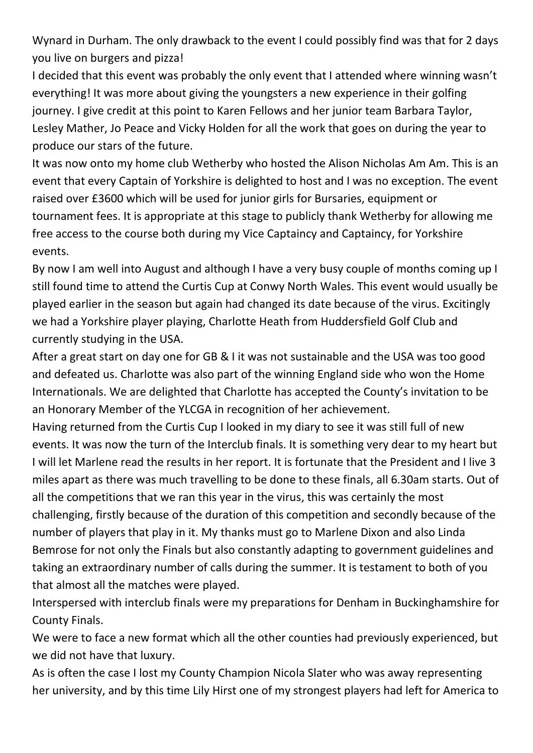Wynard in Durham. The only drawback to the event I could possibly find was that for 2 days you live on burgers and pizza!

I decided that this event was probably the only event that I attended where winning wasn't everything! It was more about giving the youngsters a new experience in their golfing journey. I give credit at this point to Karen Fellows and her junior team Barbara Taylor, Lesley Mather, Jo Peace and Vicky Holden for all the work that goes on during the year to produce our stars of the future.

It was now onto my home club Wetherby who hosted the Alison Nicholas Am Am. This is an event that every Captain of Yorkshire is delighted to host and I was no exception. The event raised over £3600 which will be used for junior girls for Bursaries, equipment or tournament fees. It is appropriate at this stage to publicly thank Wetherby for allowing me free access to the course both during my Vice Captaincy and Captaincy, for Yorkshire events.

By now I am well into August and although I have a very busy couple of months coming up I still found time to attend the Curtis Cup at Conwy North Wales. This event would usually be played earlier in the season but again had changed its date because of the virus. Excitingly we had a Yorkshire player playing, Charlotte Heath from Huddersfield Golf Club and currently studying in the USA.

After a great start on day one for GB & I it was not sustainable and the USA was too good and defeated us. Charlotte was also part of the winning England side who won the Home Internationals. We are delighted that Charlotte has accepted the County's invitation to be an Honorary Member of the YLCGA in recognition of her achievement.

Having returned from the Curtis Cup I looked in my diary to see it was still full of new events. It was now the turn of the Interclub finals. It is something very dear to my heart but I will let Marlene read the results in her report. It is fortunate that the President and I live 3 miles apart as there was much travelling to be done to these finals, all 6.30am starts. Out of all the competitions that we ran this year in the virus, this was certainly the most challenging, firstly because of the duration of this competition and secondly because of the number of players that play in it. My thanks must go to Marlene Dixon and also Linda Bemrose for not only the Finals but also constantly adapting to government guidelines and taking an extraordinary number of calls during the summer. It is testament to both of you that almost all the matches were played.

Interspersed with interclub finals were my preparations for Denham in Buckinghamshire for County Finals.

We were to face a new format which all the other counties had previously experienced, but we did not have that luxury.

As is often the case I lost my County Champion Nicola Slater who was away representing her university, and by this time Lily Hirst one of my strongest players had left for America to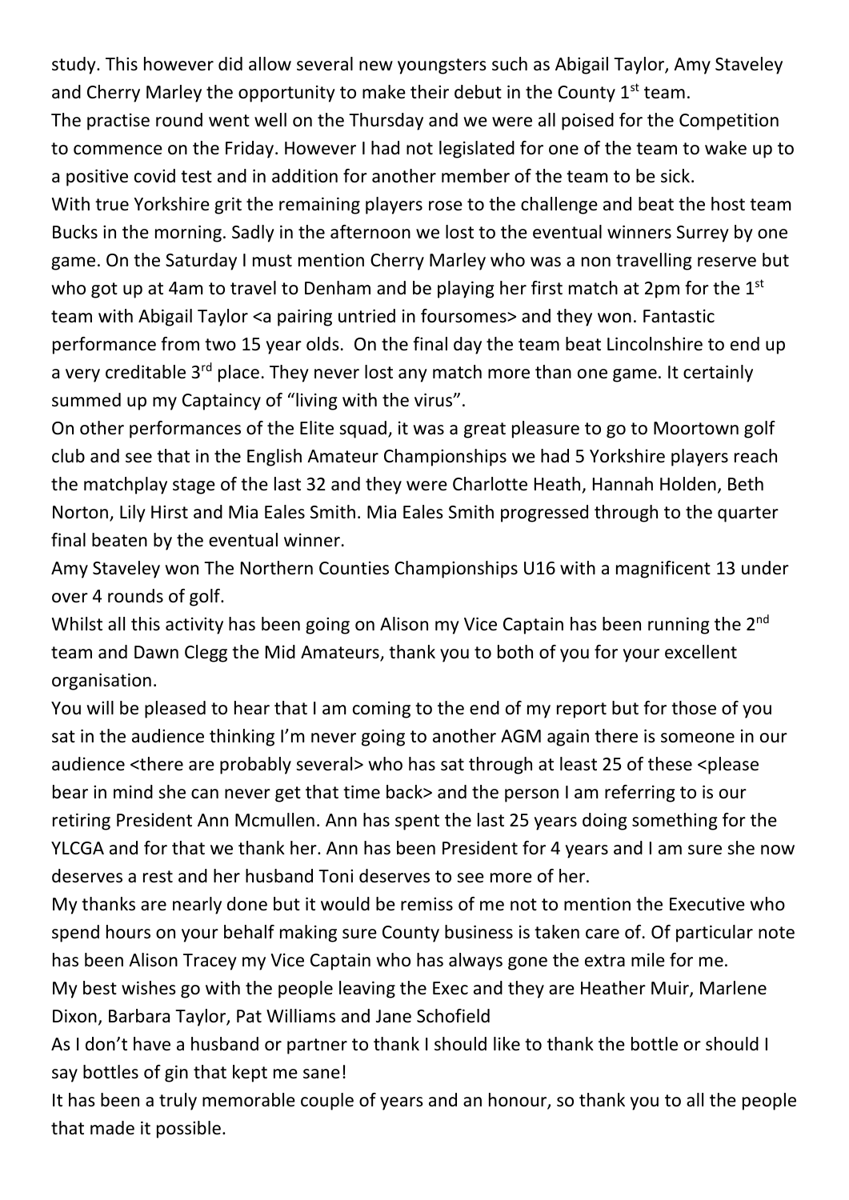study. This however did allow several new youngsters such as Abigail Taylor, Amy Staveley and Cherry Marley the opportunity to make their debut in the County 1st team.

The practise round went well on the Thursday and we were all poised for the Competition to commence on the Friday. However I had not legislated for one of the team to wake up to a positive covid test and in addition for another member of the team to be sick.

With true Yorkshire grit the remaining players rose to the challenge and beat the host team Bucks in the morning. Sadly in the afternoon we lost to the eventual winners Surrey by one game. On the Saturday I must mention Cherry Marley who was a non travelling reserve but who got up at 4am to travel to Denham and be playing her first match at 2pm for the 1st team with Abigail Taylor <a pairing untried in foursomes> and they won. Fantastic performance from two 15 year olds. On the final day the team beat Lincolnshire to end up a very creditable 3rd place. They never lost any match more than one game. It certainly summed up my Captaincy of "living with the virus".

On other performances of the Elite squad, it was a great pleasure to go to Moortown golf club and see that in the English Amateur Championships we had 5 Yorkshire players reach the matchplay stage of the last 32 and they were Charlotte Heath, Hannah Holden, Beth Norton, Lily Hirst and Mia Eales Smith. Mia Eales Smith progressed through to the quarter final beaten by the eventual winner.

Amy Staveley won The Northern Counties Championships U16 with a magnificent 13 under over 4 rounds of golf.

Whilst all this activity has been going on Alison my Vice Captain has been running the 2nd team and Dawn Clegg the Mid Amateurs, thank you to both of you for your excellent organisation.

You will be pleased to hear that I am coming to the end of my report but for those of you sat in the audience thinking I'm never going to another AGM again there is someone in our audience <there are probably several> who has sat through at least 25 of these <please bear in mind she can never get that time back> and the person I am referring to is our retiring President Ann Mcmullen. Ann has spent the last 25 years doing something for the YLCGA and for that we thank her. Ann has been President for 4 years and I am sure she now deserves a rest and her husband Toni deserves to see more of her.

My thanks are nearly done but it would be remiss of me not to mention the Executive who spend hours on your behalf making sure County business is taken care of. Of particular note has been Alison Tracey my Vice Captain who has always gone the extra mile for me.

My best wishes go with the people leaving the Exec and they are Heather Muir, Marlene Dixon, Barbara Taylor, Pat Williams and Jane Schofield

As I don't have a husband or partner to thank I should like to thank the bottle or should I say bottles of gin that kept me sane!

It has been a truly memorable couple of years and an honour, so thank you to all the people that made it possible.